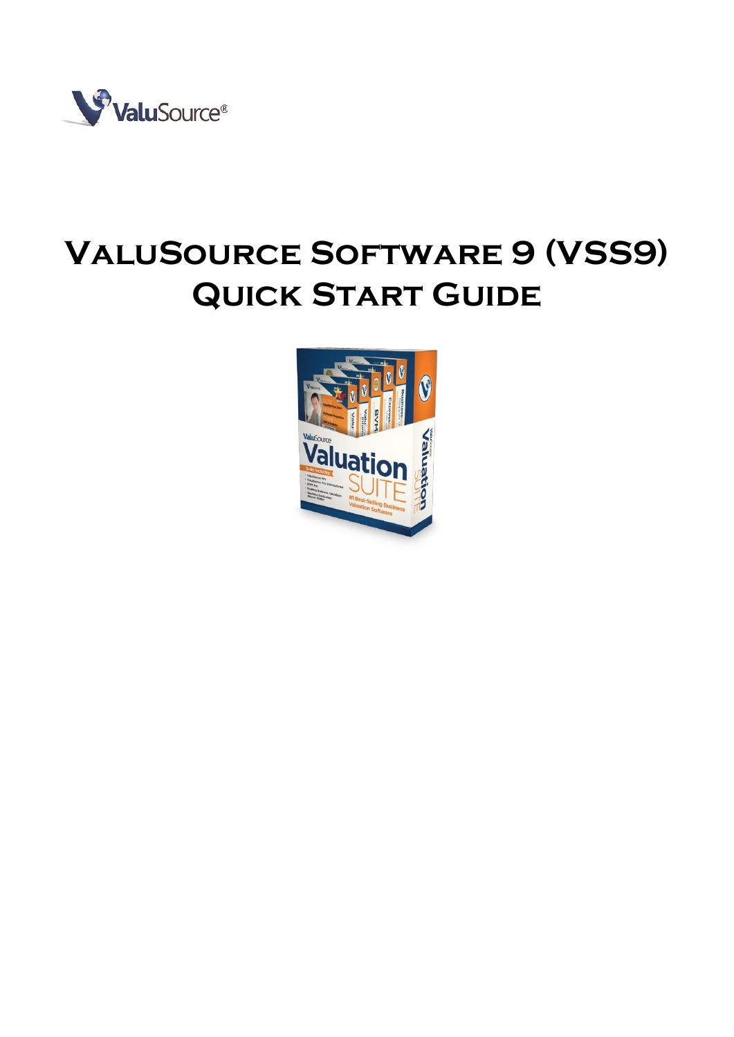# ValuSource Software 9 (VSS9) Quick Start Guide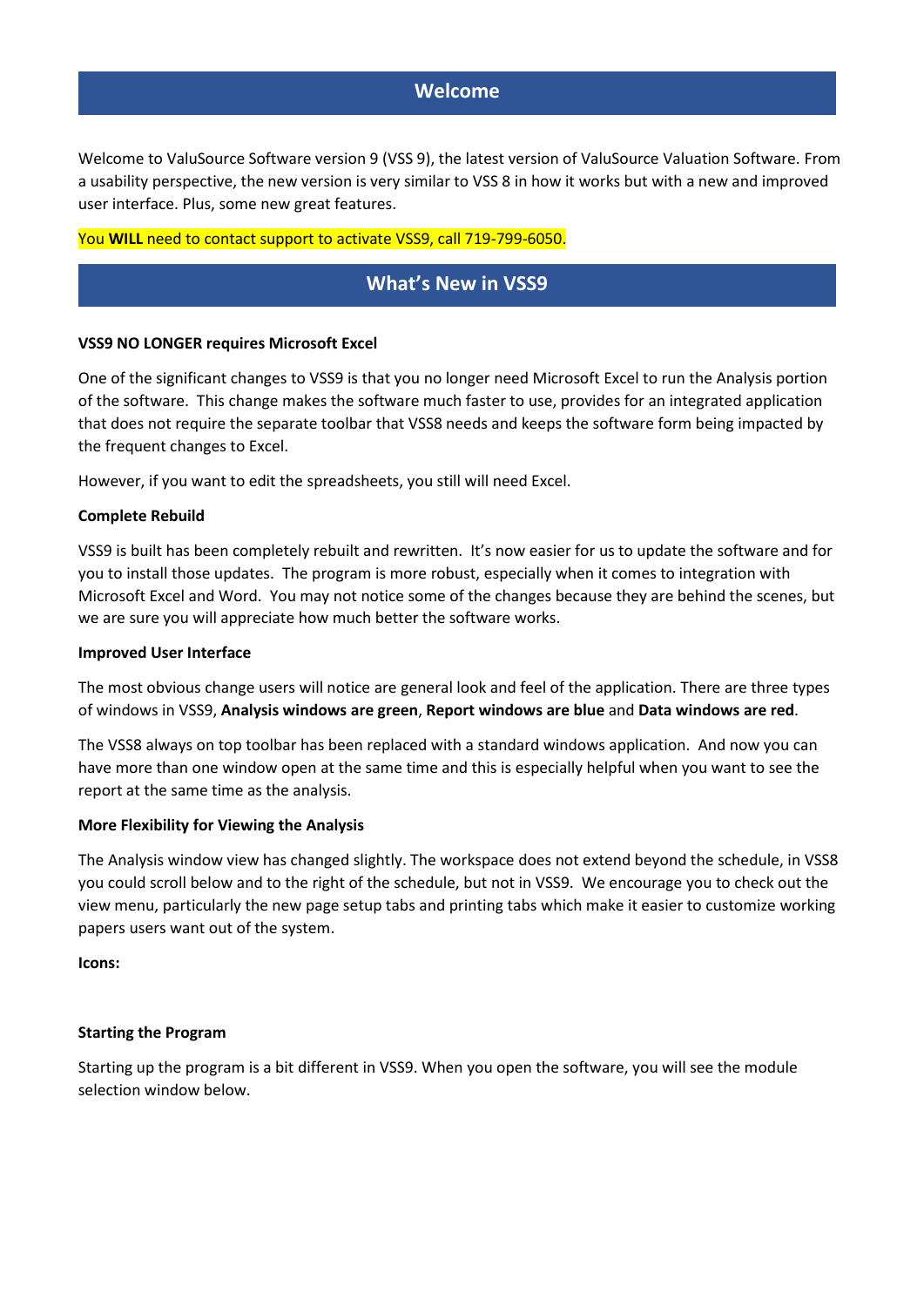## Welcome

Welcome to ValuSource Software version 9 (VSS 9), the latest version of ValuSource Valuation Software. From a usability perspective, the new version is very similar to VSS 8 in how it works but with a new and improved user interface. Plus, some new great features.

You **WILL** need to contact support to activate VSS9, call 719-799-6050.

## What's New in VSS9

**VSS9 NO LONGER requires Microsoft Excel**

One of the significant changes to VSS9 is that you no longer need Microsoft Excel to run the Analysis portion of the software. This change makes the software much faster to use, provides for an integrated application that does not require the separate toolbar that VSS8 needs and keeps the software form being impacted by the frequent changes to Excel.

However, if you want to edit the spreadsheets, you still will need Excel.

**Complete Rebuild**

VSS9 is built has been completely rebuilt and rewritten. It's now easier for us to update the software and for you to install those updates. The program is more robust, especially when it comes to integration with Microsoft Excel and Word. You may not notice some of the changes because they are behind the scenes, but we are sure you will appreciate how much better the software works.

**Improved User Interface**

The most obvious change users will notice are general look and feel of the application. There are three types of windows in VSS9, **Analysis windows are green**, **Report windows are blue** and **Data windows are red**.

The VSS8 always on top toolbar has been replaced with a standard windows application. And now you can have more than one window open at the same time and this is especially helpful when you want to see the report at the same time as the analysis.

**More Flexibility for Viewing the Analysis**

The Analysis window view has changed slightly. The workspace does not extend beyond the schedule, in VSS8 you could scroll below and to the right of the schedule, but not in VSS9. We encourage you to check out the view menu, particularly the new page setup tabs and printing tabs which make it easier to customize working papers users want out of the system.

**Icons:**

**Starting the Program**

Starting up the program is a bit different in VSS9. When you open the software, you will see the module selection window below.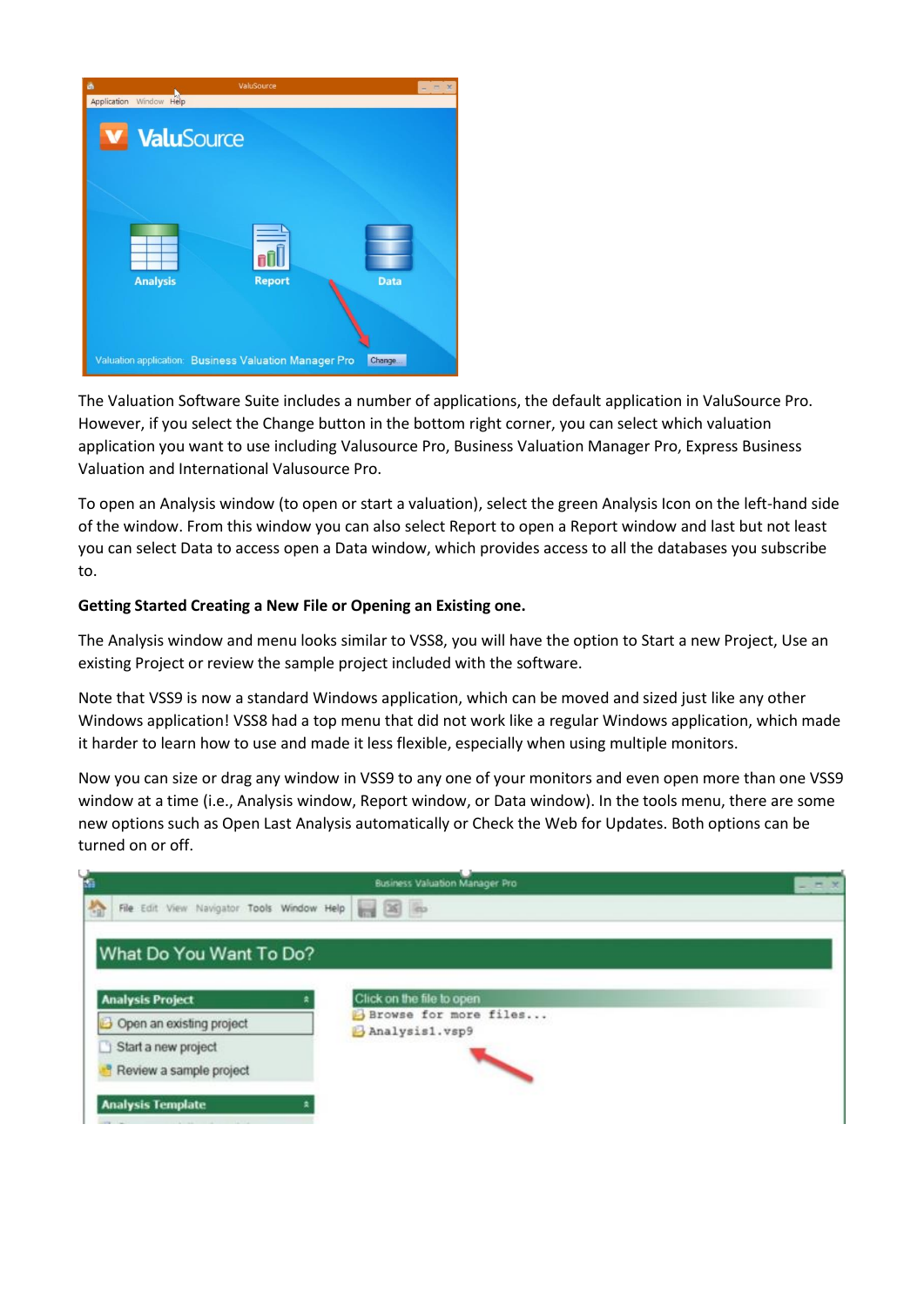The Valuation Software Suite includes a number of applications, the default application in ValuSource Pro. However, if you select the Change button in the bottom right corner, you can select which valuation application you want to use including Valusource Pro, Business Valuation Manager Pro, Express Business Valuation and International Valusource Pro.

To open an Analysis window (to open or start a valuation), select the green Analysis Icon on the left-hand side of the window. From this window you can also select Report to open a Report window and last but not least you can select Data to access open a Data window, which provides access to all the databases you subscribe to.

**Getting Started Creating a New File or Opening an Existing one.**

The Analysis window and menu looks similar to VSS8, you will have the option to Start a new Project, Use an existing Project or review the sample project included with the software.

Note that VSS9 is now a standard Windows application, which can be moved and sized just like any other Windows application! VSS8 had a top menu that did not work like a regular Windows application, which made it harder to learn how to use and made it less flexible, especially when using multiple monitors.

Now you can size or drag any window in VSS9 to any one of your monitors and even open more than one VSS9 window at a time (i.e., Analysis window, Report window, or Data window). In the tools menu, there are some new options such as Open Last Analysis automatically or Check the Web for Updates. Both options can be turned on or off.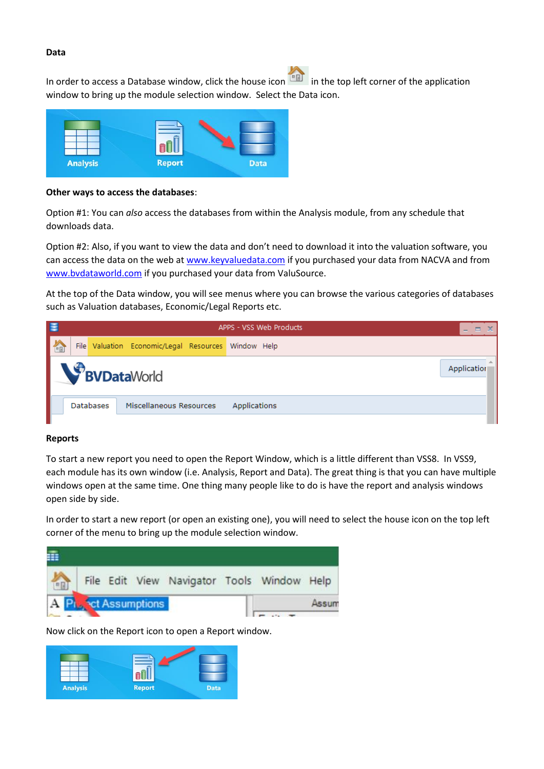**Data**

In order to access a Database window, click the house icon in the top left corner of the application window to bring up the module selection window. Select the Data icon.

**Other ways to access the databases**:

Option #1: You can *also* access the databases from within the Analysis module, from any schedule that downloads data.

Option #2: Also, if you want to view the data and don't need to download it into the valuation software, you can access the data on the web at [www.keyvaluedata.com](http://www.keyvaluedata.com) if you purchased your data from NACVA and from [www.bvdataworld.com](http://www.bvdataworld.com) if you purchased your data from ValuSource.

At the top of the Data window, you will see menus where you can browse the various categories of databases such as Valuation databases, Economic/Legal Reports etc.

**Reports**

To start a new report you need to open the Report Window, which is a little different than VSS8. In VSS9, each module has its own window (i.e. Analysis, Report and Data). The great thing is that you can have multiple windows open at the same time. One thing many people like to do is have the report and analysis windows open side by side.

In order to start a new report (or open an existing one), you will need to select the house icon on the top left corner of the menu to bring up the module selection window.

Now click on the Report icon to open a Report window.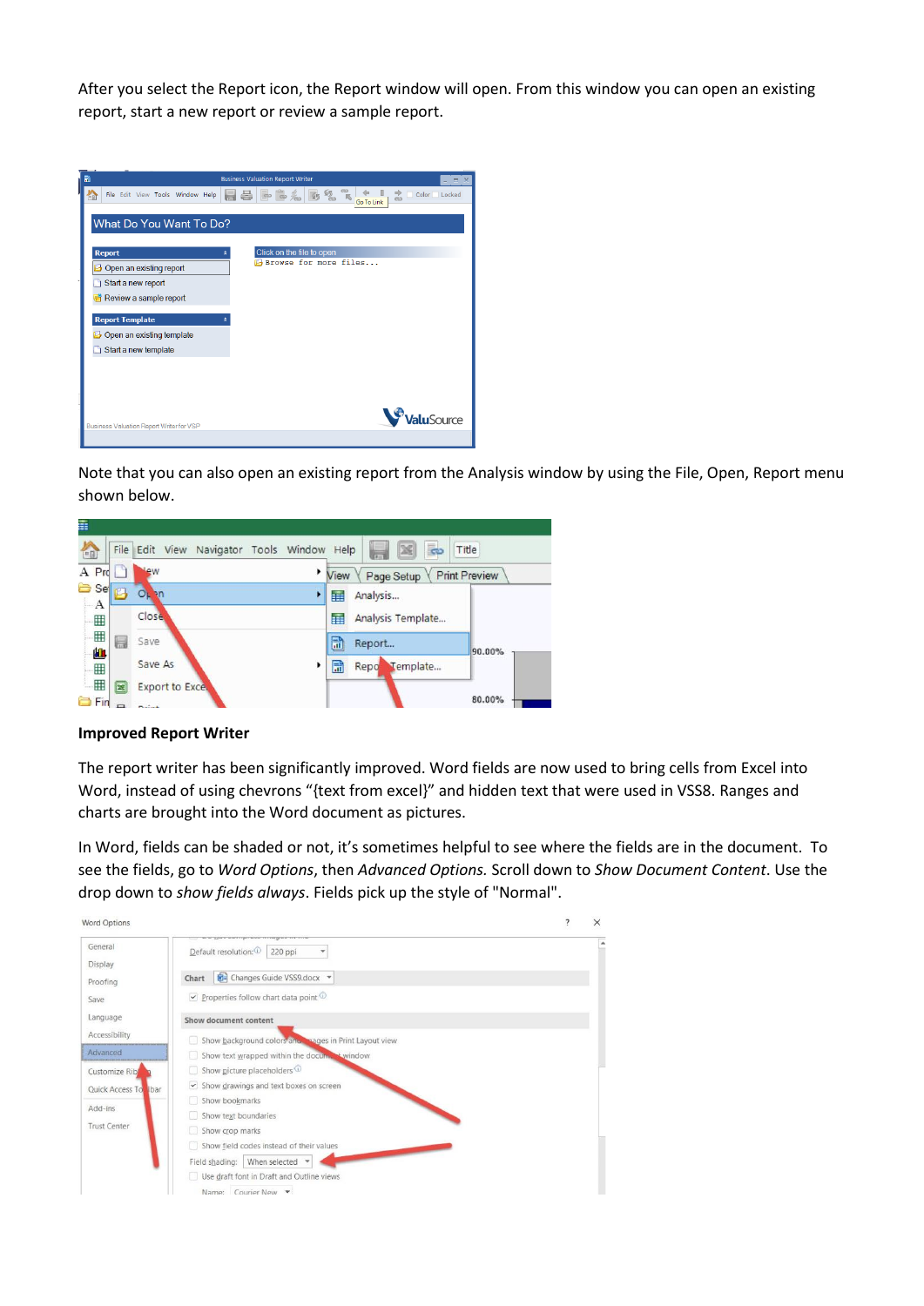After you select the Report icon, the Report window will open. From this window you can open an existing report, start a new report or review a sample report.

Note that you can also open an existing report from the Analysis window by using the File, Open, Report menu shown below.

**Improved Report Writer**

The report writer has been significantly improved. Word fields are now used to bring cells from Excel into Word, instead of using chevrons "{text from excel}" and hidden text that were used in VSS8. Ranges and charts are brought into the Word document as pictures.

In Word, fields can be shaded or not, it's sometimes helpful to see where the fields are in the document. To see the fields, go to *Word Options*, then *Advanced Options.* Scroll down to *Show Document Content*. Use the drop down to *show fields always*. Fields pick up the style of "Normal".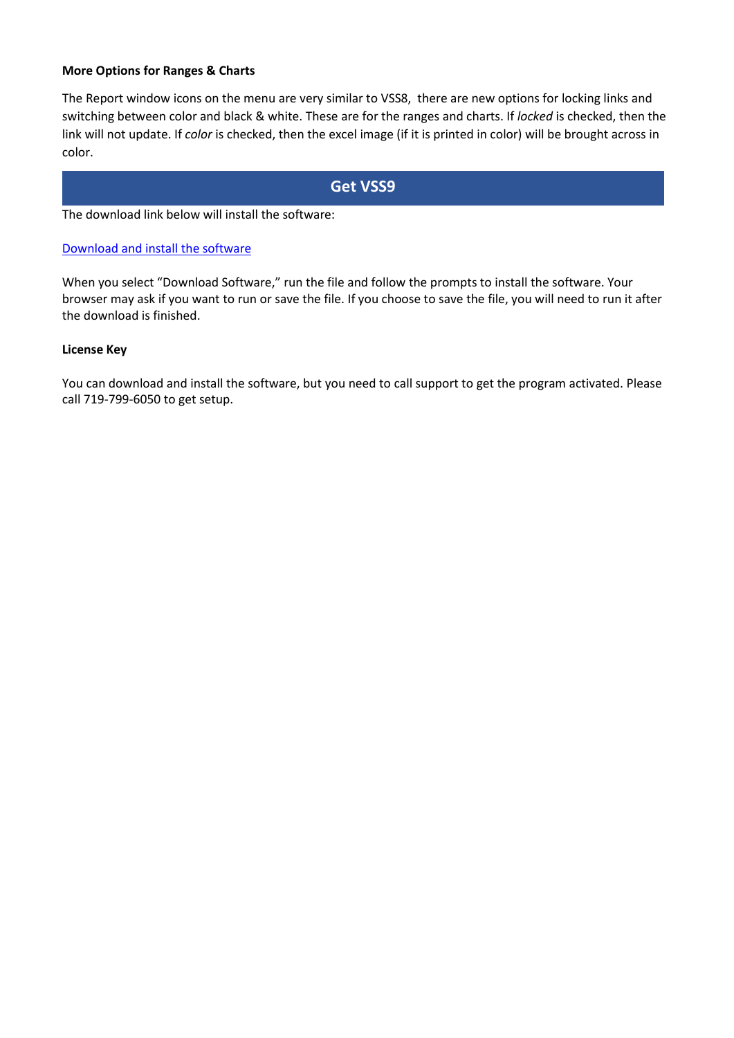**More Options for Ranges & Charts**

The Report window icons on the menu are very similar to VSS8,  there are new options for locking links and switching between color and black & white. These are for the ranges and charts. If *locked* is checked, then the link will not update. If *color* is checked, then the excel image (if it is printed in color) will be brought across in color.

## Get VSS9

The download link below will install the software:

Download and install the software

When you select "Download Software," run the file and follow the prompts to install the software. Your browser may ask if you want to run or save the file. If you choose to save the file, you will need to run it after the download is finished.

**License Key**

You can download and install the software, but you need to call support to get the program activated. Please call 719-799-6050 to get setup.